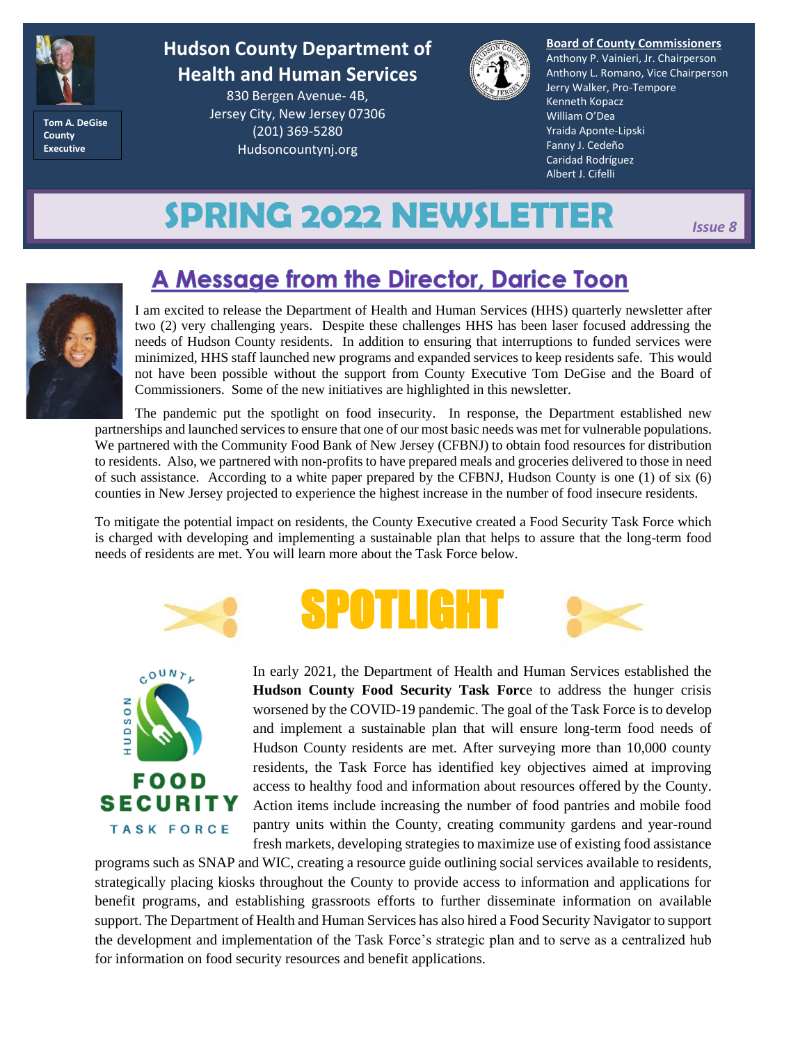Tom A. DeGise
County Executive

# Hudson County Department of Health and Human Services

830 Bergen Avenue- 4B,
Jersey City, New Jersey 07306
(201) 369-5280
Hudsoncountynj.org

**Board of County Commissioners**
Anthony P. Vainieri, Jr. Chairperson
Anthony L. Romano, Vice Chairperson
Jerry Walker, Pro-Tempore
Kenneth Kopacz
William O'Dea
Yraida Aponte-Lipski
Fanny J. Cedeño
Caridad Rodríguez
Albert J. Cifelli

# SPRING 2022 NEWSLETTER

*Issue 8*

## A Message from the Director, Darice Toon

I am excited to release the Department of Health and Human Services (HHS) quarterly newsletter after two (2) very challenging years. Despite these challenges HHS has been laser focused addressing the needs of Hudson County residents. In addition to ensuring that interruptions to funded services were minimized, HHS staff launched new programs and expanded services to keep residents safe. This would not have been possible without the support from County Executive Tom DeGise and the Board of Commissioners. Some of the new initiatives are highlighted in this newsletter.

The pandemic put the spotlight on food insecurity. In response, the Department established new partnerships and launched services to ensure that one of our most basic needs was met for vulnerable populations. We partnered with the Community Food Bank of New Jersey (CFBNJ) to obtain food resources for distribution to residents. Also, we partnered with non-profits to have prepared meals and groceries delivered to those in need of such assistance. According to a white paper prepared by the CFBNJ, Hudson County is one (1) of six (6) counties in New Jersey projected to experience the highest increase in the number of food insecure residents.

To mitigate the potential impact on residents, the County Executive created a Food Security Task Force which is charged with developing and implementing a sustainable plan that helps to assure that the long-term food needs of residents are met. You will learn more about the Task Force below.

## SPOTLIGHT

Hudson County Food Security Task Force

In early 2021, the Department of Health and Human Services established the **Hudson County Food Security Task Force** to address the hunger crisis worsened by the COVID-19 pandemic. The goal of the Task Force is to develop and implement a sustainable plan that will ensure long-term food needs of Hudson County residents are met. After surveying more than 10,000 county residents, the Task Force has identified key objectives aimed at improving access to healthy food and information about resources offered by the County. Action items include increasing the number of food pantries and mobile food pantry units within the County, creating community gardens and year-round fresh markets, developing strategies to maximize use of existing food assistance programs such as SNAP and WIC, creating a resource guide outlining social services available to residents, strategically placing kiosks throughout the County to provide access to information and applications for benefit programs, and establishing grassroots efforts to further disseminate information on available support. The Department of Health and Human Services has also hired a Food Security Navigator to support the development and implementation of the Task Force's strategic plan and to serve as a centralized hub for information on food security resources and benefit applications.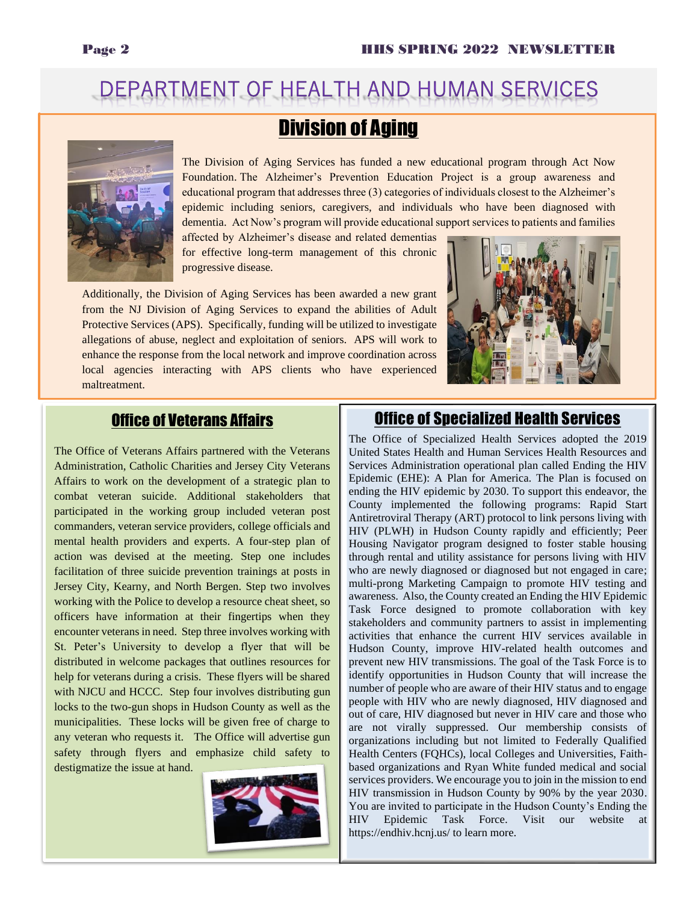# DEPARTMENT OF HEALTH AND HUMAN SERVICES

## Division of Aging

The Division of Aging Services has funded a new educational program through Act Now Foundation. The Alzheimer's Prevention Education Project is a group awareness and educational program that addresses three (3) categories of individuals closest to the Alzheimer's epidemic including seniors, caregivers, and individuals who have been diagnosed with dementia. Act Now's program will provide educational support services to patients and families affected by Alzheimer's disease and related dementias for effective long-term management of this chronic progressive disease.

Additionally, the Division of Aging Services has been awarded a new grant from the NJ Division of Aging Services to expand the abilities of Adult Protective Services (APS). Specifically, funding will be utilized to investigate allegations of abuse, neglect and exploitation of seniors. APS will work to enhance the response from the local network and improve coordination across local agencies interacting with APS clients who have experienced maltreatment.

## Office of Veterans Affairs

The Office of Veterans Affairs partnered with the Veterans Administration, Catholic Charities and Jersey City Veterans Affairs to work on the development of a strategic plan to combat veteran suicide. Additional stakeholders that participated in the working group included veteran post commanders, veteran service providers, college officials and mental health providers and experts. A four-step plan of action was devised at the meeting. Step one includes facilitation of three suicide prevention trainings at posts in Jersey City, Kearny, and North Bergen. Step two involves working with the Police to develop a resource cheat sheet, so officers have information at their fingertips when they encounter veterans in need. Step three involves working with St. Peter's University to develop a flyer that will be distributed in welcome packages that outlines resources for help for veterans during a crisis. These flyers will be shared with NJCU and HCCC. Step four involves distributing gun locks to the two-gun shops in Hudson County as well as the municipalities. These locks will be given free of charge to any veteran who requests it. The Office will advertise gun safety through flyers and emphasize child safety to destigmatize the issue at hand.

## Office of Specialized Health Services

The Office of Specialized Health Services adopted the 2019 United States Health and Human Services Health Resources and Services Administration operational plan called Ending the HIV Epidemic (EHE): A Plan for America. The Plan is focused on ending the HIV epidemic by 2030. To support this endeavor, the County implemented the following programs: Rapid Start Antiretroviral Therapy (ART) protocol to link persons living with HIV (PLWH) in Hudson County rapidly and efficiently; Peer Housing Navigator program designed to foster stable housing through rental and utility assistance for persons living with HIV who are newly diagnosed or diagnosed but not engaged in care; multi-prong Marketing Campaign to promote HIV testing and awareness. Also, the County created an Ending the HIV Epidemic Task Force designed to promote collaboration with key stakeholders and community partners to assist in implementing activities that enhance the current HIV services available in Hudson County, improve HIV-related health outcomes and prevent new HIV transmissions. The goal of the Task Force is to identify opportunities in Hudson County that will increase the number of people who are aware of their HIV status and to engage people with HIV who are newly diagnosed, HIV diagnosed and out of care, HIV diagnosed but never in HIV care and those who are not virally suppressed. Our membership consists of organizations including but not limited to Federally Qualified Health Centers (FQHCs), local Colleges and Universities, Faith-based organizations and Ryan White funded medical and social services providers. We encourage you to join in the mission to end HIV transmission in Hudson County by 90% by the year 2030. You are invited to participate in the Hudson County's Ending the HIV Epidemic Task Force. Visit our website at https://endhiv.hcnj.us/ to learn more.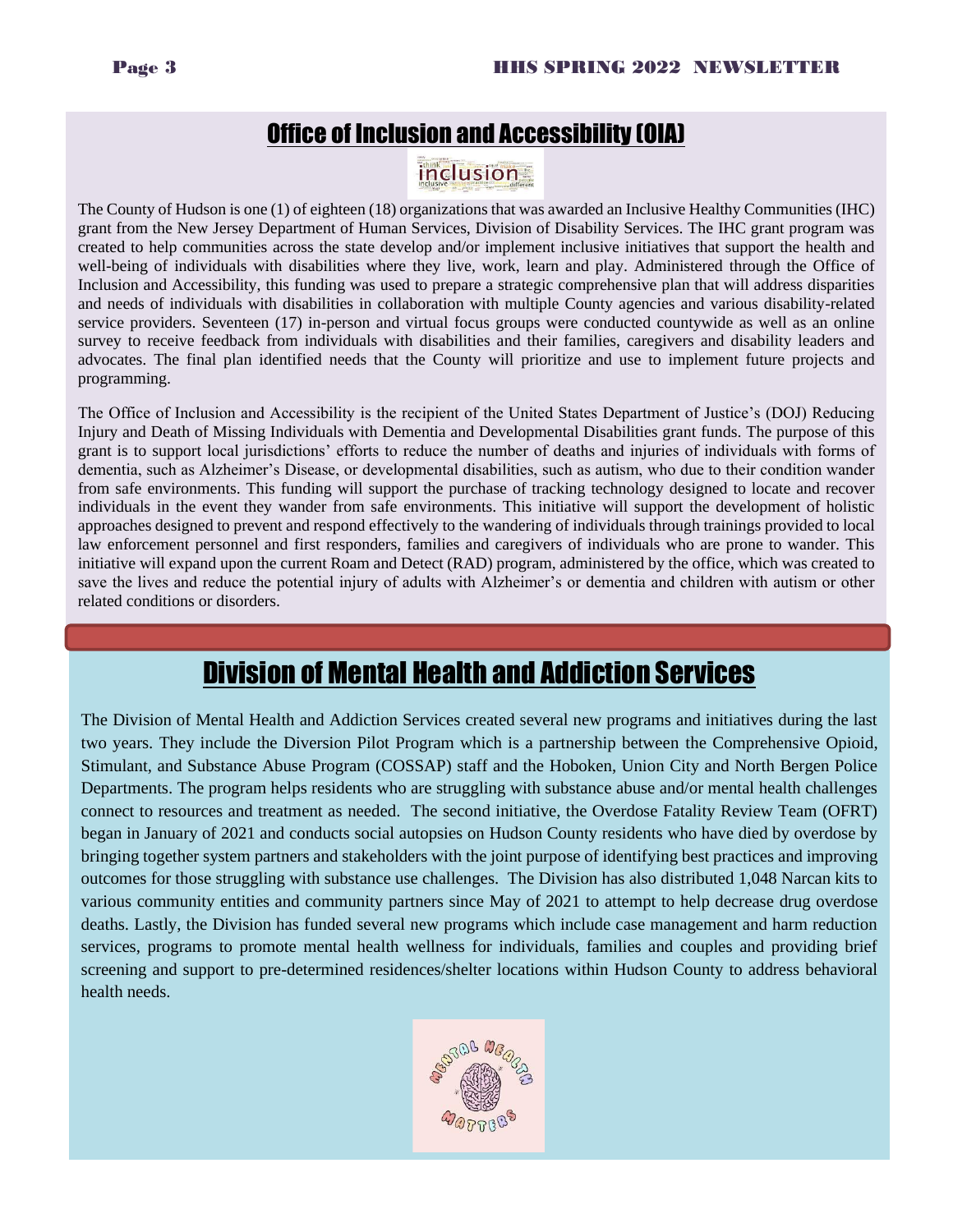## Office of Inclusion and Accessibility (OIA)

The County of Hudson is one (1) of eighteen (18) organizations that was awarded an Inclusive Healthy Communities (IHC) grant from the New Jersey Department of Human Services, Division of Disability Services. The IHC grant program was created to help communities across the state develop and/or implement inclusive initiatives that support the health and well-being of individuals with disabilities where they live, work, learn and play. Administered through the Office of Inclusion and Accessibility, this funding was used to prepare a strategic comprehensive plan that will address disparities and needs of individuals with disabilities in collaboration with multiple County agencies and various disability-related service providers. Seventeen (17) in-person and virtual focus groups were conducted countywide as well as an online survey to receive feedback from individuals with disabilities and their families, caregivers and disability leaders and advocates. The final plan identified needs that the County will prioritize and use to implement future projects and programming.

The Office of Inclusion and Accessibility is the recipient of the United States Department of Justice's (DOJ) Reducing Injury and Death of Missing Individuals with Dementia and Developmental Disabilities grant funds. The purpose of this grant is to support local jurisdictions' efforts to reduce the number of deaths and injuries of individuals with forms of dementia, such as Alzheimer's Disease, or developmental disabilities, such as autism, who due to their condition wander from safe environments. This funding will support the purchase of tracking technology designed to locate and recover individuals in the event they wander from safe environments. This initiative will support the development of holistic approaches designed to prevent and respond effectively to the wandering of individuals through trainings provided to local law enforcement personnel and first responders, families and caregivers of individuals who are prone to wander. This initiative will expand upon the current Roam and Detect (RAD) program, administered by the office, which was created to save the lives and reduce the potential injury of adults with Alzheimer's or dementia and children with autism or other related conditions or disorders.

## Division of Mental Health and Addiction Services

The Division of Mental Health and Addiction Services created several new programs and initiatives during the last two years. They include the Diversion Pilot Program which is a partnership between the Comprehensive Opioid, Stimulant, and Substance Abuse Program (COSSAP) staff and the Hoboken, Union City and North Bergen Police Departments. The program helps residents who are struggling with substance abuse and/or mental health challenges connect to resources and treatment as needed. The second initiative, the Overdose Fatality Review Team (OFRT) began in January of 2021 and conducts social autopsies on Hudson County residents who have died by overdose by bringing together system partners and stakeholders with the joint purpose of identifying best practices and improving outcomes for those struggling with substance use challenges. The Division has also distributed 1,048 Narcan kits to various community entities and community partners since May of 2021 to attempt to help decrease drug overdose deaths. Lastly, the Division has funded several new programs which include case management and harm reduction services, programs to promote mental health wellness for individuals, families and couples and providing brief screening and support to pre-determined residences/shelter locations within Hudson County to address behavioral health needs.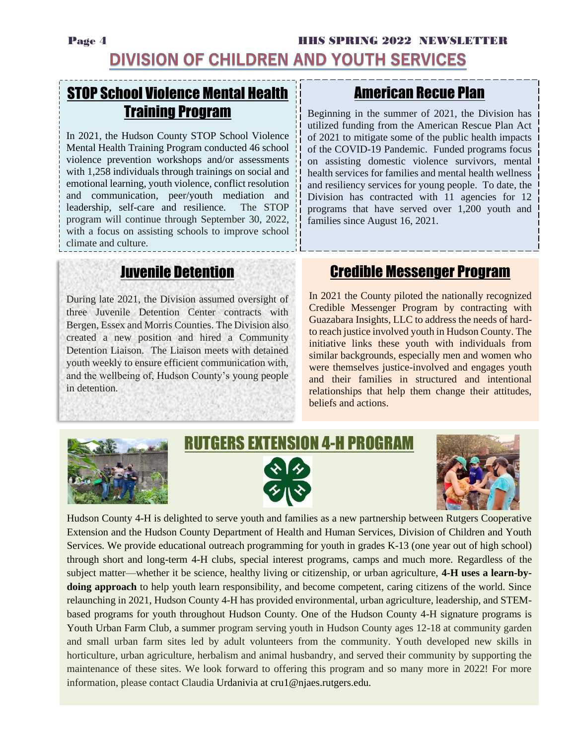# DIVISION OF CHILDREN AND YOUTH SERVICES

## STOP School Violence Mental Health Training Program

In 2021, the Hudson County STOP School Violence Mental Health Training Program conducted 46 school violence prevention workshops and/or assessments with 1,258 individuals through trainings on social and emotional learning, youth violence, conflict resolution and communication, peer/youth mediation and leadership, self-care and resilience. The STOP program will continue through September 30, 2022, with a focus on assisting schools to improve school climate and culture.

## American Recue Plan

Beginning in the summer of 2021, the Division has utilized funding from the American Rescue Plan Act of 2021 to mitigate some of the public health impacts of the COVID-19 Pandemic. Funded programs focus on assisting domestic violence survivors, mental health services for families and mental health wellness and resiliency services for young people. To date, the Division has contracted with 11 agencies for 12 programs that have served over 1,200 youth and families since August 16, 2021.

## Juvenile Detention

During late 2021, the Division assumed oversight of three Juvenile Detention Center contracts with Bergen, Essex and Morris Counties. The Division also created a new position and hired a Community Detention Liaison. The Liaison meets with detained youth weekly to ensure efficient communication with, and the wellbeing of, Hudson County's young people in detention.

## Credible Messenger Program

In 2021 the County piloted the nationally recognized Credible Messenger Program by contracting with Guazabara Insights, LLC to address the needs of hard-to reach justice involved youth in Hudson County. The initiative links these youth with individuals from similar backgrounds, especially men and women who were themselves justice-involved and engages youth and their families in structured and intentional relationships that help them change their attitudes, beliefs and actions.

## RUTGERS EXTENSION 4-H PROGRAM

Hudson County 4-H is delighted to serve youth and families as a new partnership between Rutgers Cooperative Extension and the Hudson County Department of Health and Human Services, Division of Children and Youth Services. We provide educational outreach programming for youth in grades K-13 (one year out of high school) through short and long-term 4-H clubs, special interest programs, camps and much more. Regardless of the subject matter—whether it be science, healthy living or citizenship, or urban agriculture, **4-H uses a learn-by-doing approach** to help youth learn responsibility, and become competent, caring citizens of the world. Since relaunching in 2021, Hudson County 4-H has provided environmental, urban agriculture, leadership, and STEM-based programs for youth throughout Hudson County. One of the Hudson County 4-H signature programs is Youth Urban Farm Club, a summer program serving youth in Hudson County ages 12-18 at community garden and small urban farm sites led by adult volunteers from the community. Youth developed new skills in horticulture, urban agriculture, herbalism and animal husbandry, and served their community by supporting the maintenance of these sites. We look forward to offering this program and so many more in 2022! For more information, please contact Claudia Urdanivia at cru1@njaes.rutgers.edu.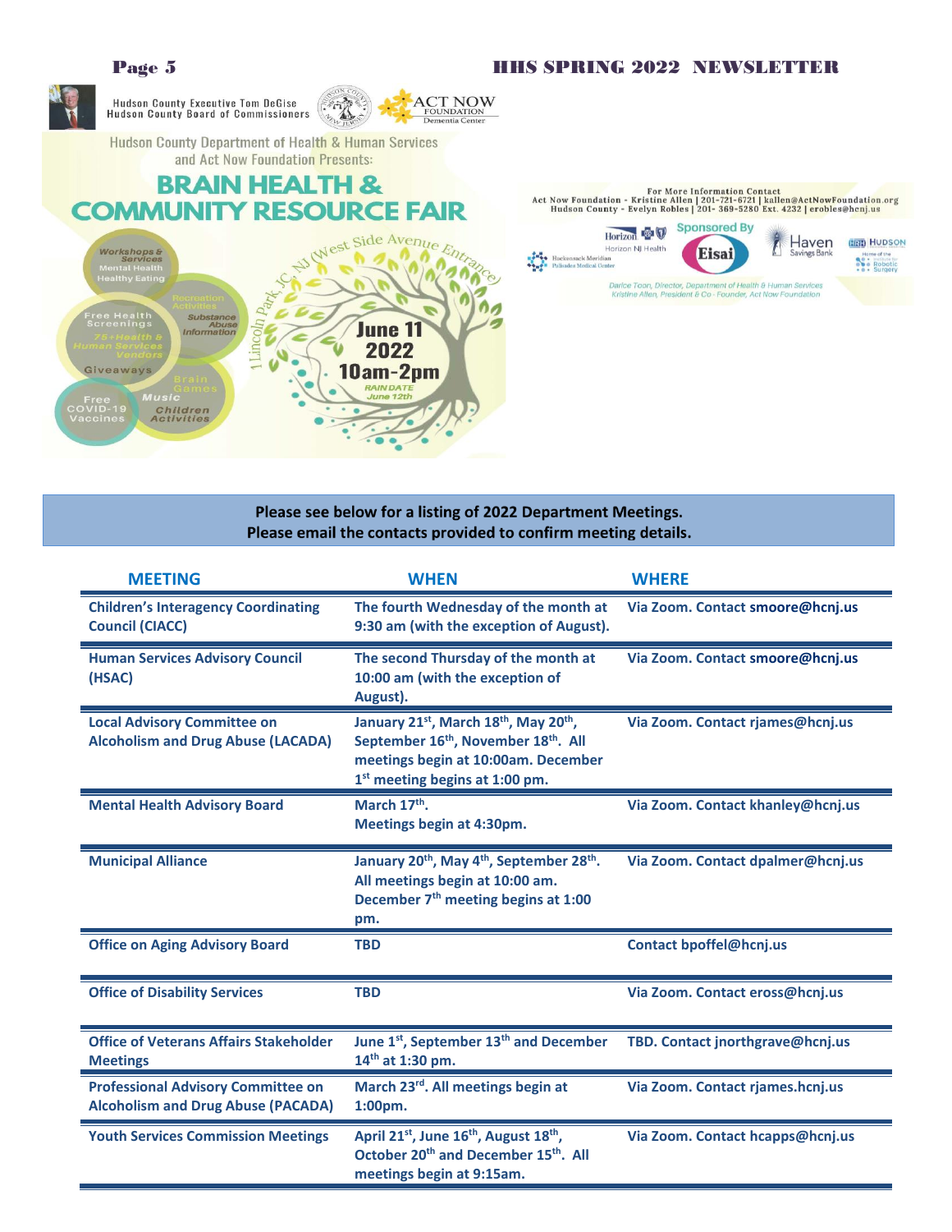Hudson County Executive Tom DeGise
Hudson County Board of Commissioners

ACT NOW FOUNDATION Dementia Center

Hudson County Department of Health & Human Services and Act Now Foundation Presents:

# BRAIN HEALTH & COMMUNITY RESOURCE FAIR

Workshops & Services
Mental Health
Healthy Eating
Recreation Activities
Free Health Screenings
Substance Abuse Information
75+Health & Human Services Vendors
Giveaways
Brain Games
Music
Free COVID-19 Vaccines
Children Activities

1 Lincoln Park, JC, NJ (West Side Avenue Entrance)

**June 11 2022 10am-2pm**

RAIN DATE June 12th

For More Information Contact
Act Now Foundation - Kristine Allen | 201-721-6721 | kallen@ActNowFoundation.org
Hudson County - Evelyn Robles | 201- 369-5280 Ext. 4232 | erobles@hcnj.us

Sponsored By
Horizon NJ Health
Hackensack Meridian Palisades Medical Center
Eisai
Haven Savings Bank
Hudson Regional Hospital – Home of the Institute for Robotic Surgery

Darice Toon, Director, Department of Health & Human Services
Kristine Allen, President & Co-Founder, Act Now Foundation

**Please see below for a listing of 2022 Department Meetings.**
**Please email the contacts provided to confirm meeting details.**

| MEETING | WHEN | WHERE |
|---|---|---|
| Children's Interagency Coordinating Council (CIACC) | The fourth Wednesday of the month at 9:30 am (with the exception of August). | Via Zoom. Contact smoore@hcnj.us |
| Human Services Advisory Council (HSAC) | The second Thursday of the month at 10:00 am (with the exception of August). | Via Zoom. Contact smoore@hcnj.us |
| Local Advisory Committee on Alcoholism and Drug Abuse (LACADA) | January 21st, March 18th, May 20th, September 16th, November 18th. All meetings begin at 10:00am. December 1st meeting begins at 1:00 pm. | Via Zoom. Contact rjames@hcnj.us |
| Mental Health Advisory Board | March 17th. Meetings begin at 4:30pm. | Via Zoom. Contact khanley@hcnj.us |
| Municipal Alliance | January 20th, May 4th, September 28th. All meetings begin at 10:00 am. December 7th meeting begins at 1:00 pm. | Via Zoom. Contact dpalmer@hcnj.us |
| Office on Aging Advisory Board | TBD | Contact bpoffel@hcnj.us |
| Office of Disability Services | TBD | Via Zoom. Contact eross@hcnj.us |
| Office of Veterans Affairs Stakeholder Meetings | June 1st, September 13th and December 14th at 1:30 pm. | TBD. Contact jnorthgrave@hcnj.us |
| Professional Advisory Committee on Alcoholism and Drug Abuse (PACADA) | March 23rd. All meetings begin at 1:00pm. | Via Zoom. Contact rjames.hcnj.us |
| Youth Services Commission Meetings | April 21st, June 16th, August 18th, October 20th and December 15th. All meetings begin at 9:15am. | Via Zoom. Contact hcapps@hcnj.us |